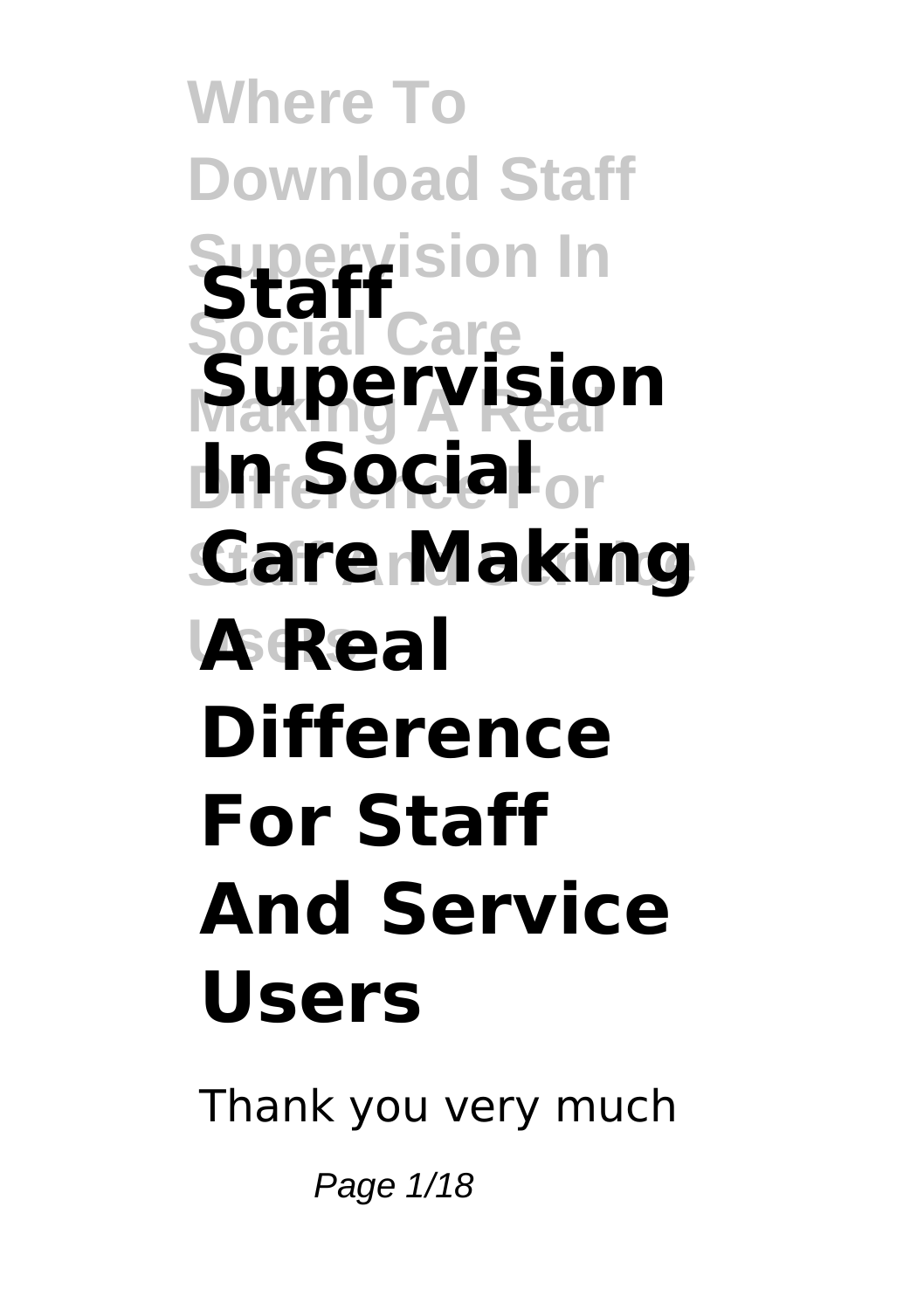# Staff Supervision In Social Care Making A Real Difference For Staff And Service Users

Thank you very much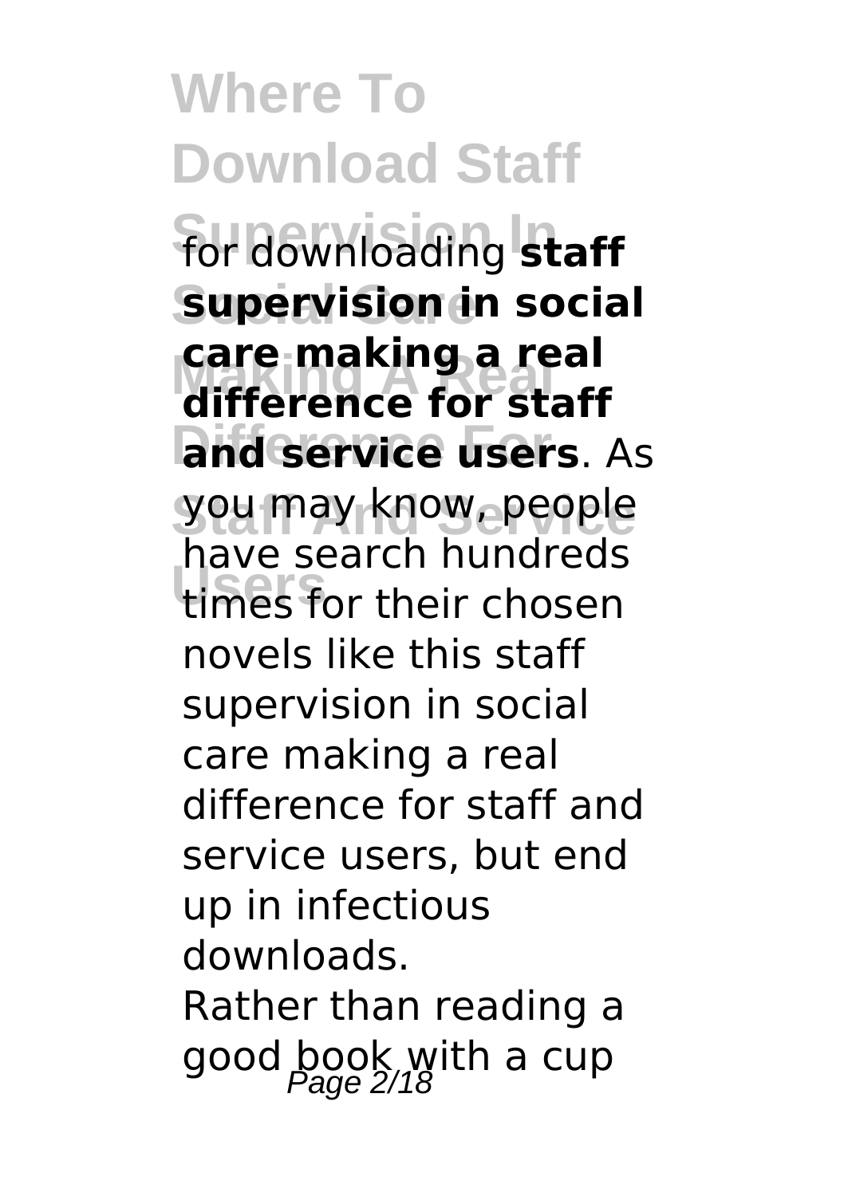for downloading **staff supervision in social care making a real difference for staff and service users**. As you may know, people have search hundreds times for their chosen novels like this staff supervision in social care making a real difference for staff and service users, but end up in infectious downloads.

Rather than reading a good book with a cup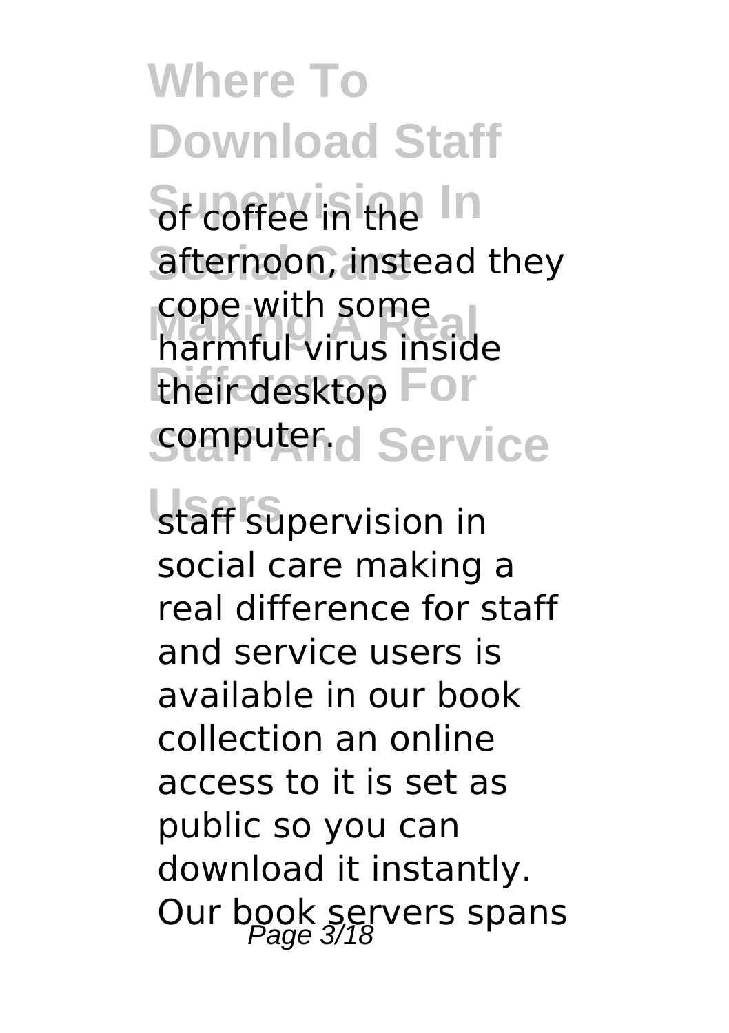of coffee in the afternoon, instead they cope with some harmful virus inside their desktop computer.

staff supervision in social care making a real difference for staff and service users is available in our book collection an online access to it is set as public so you can download it instantly. Our book servers spans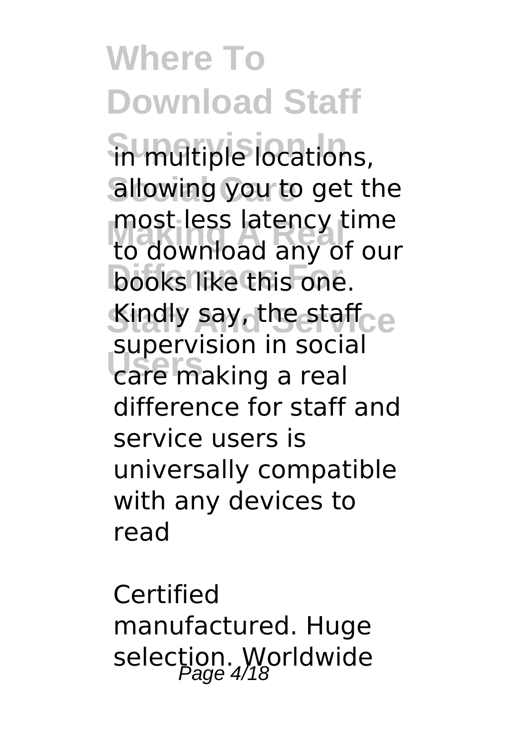in multiple locations, allowing you to get the most less latency time to download any of our books like this one. Kindly say, the staff supervision in social care making a real difference for staff and service users is universally compatible with any devices to read

Certified manufactured. Huge selection. Worldwide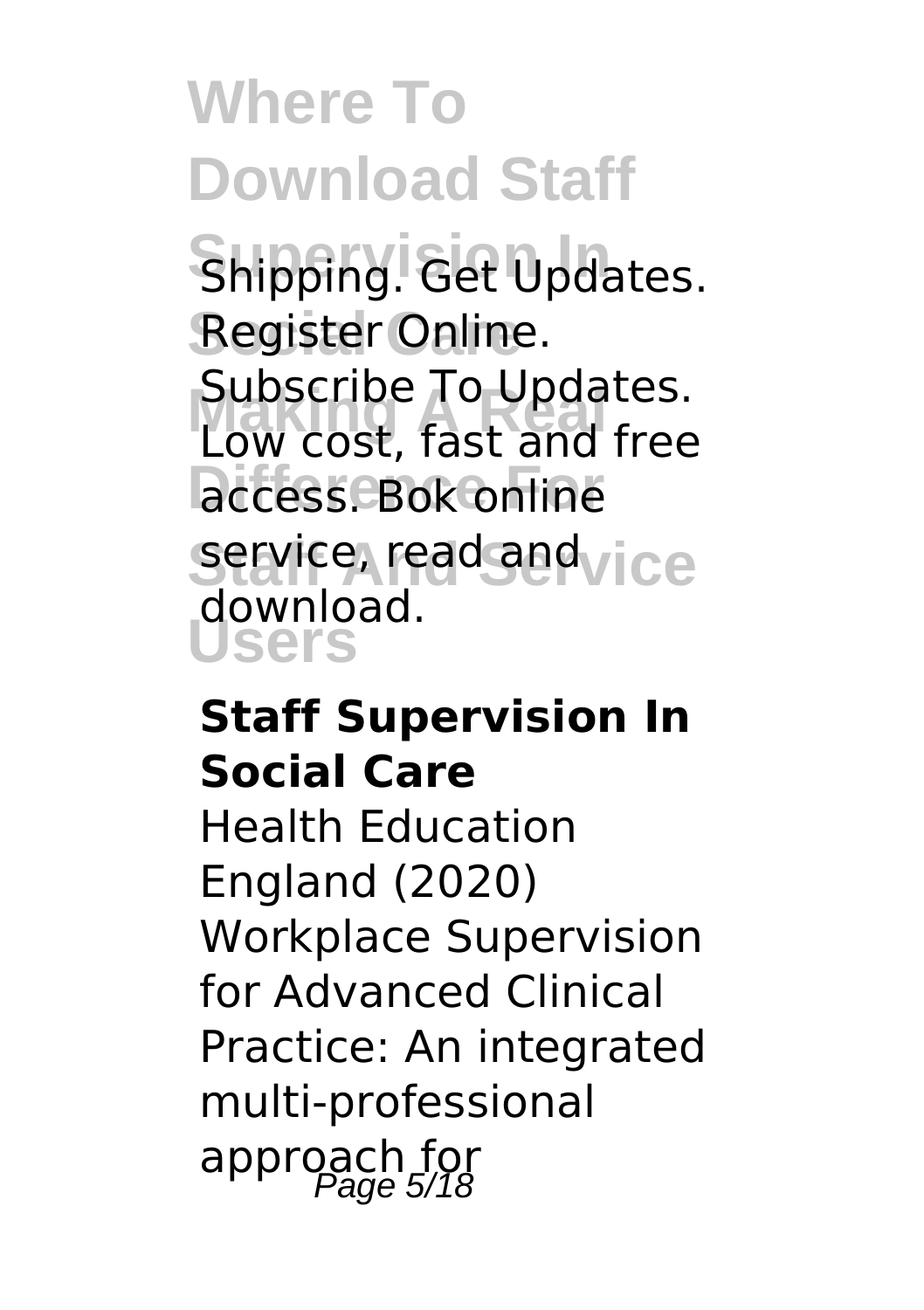Shipping. Get Updates. Register Online. Subscribe To Updates. Low cost, fast and free access. Bok online service, read and download.

### Staff Supervision In Social Care

Health Education England (2020) Workplace Supervision for Advanced Clinical Practice: An integrated multi-professional approach for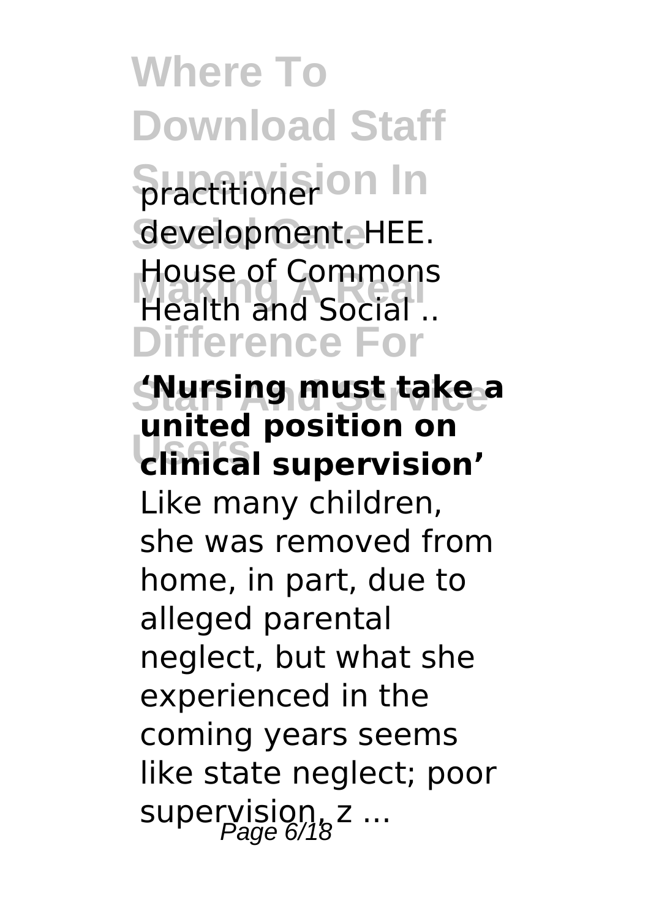practitioner development. HEE. House of Commons Health and Social ..

**'Nursing must take a united position on clinical supervision'**

Like many children, she was removed from home, in part, due to alleged parental neglect, but what she experienced in the coming years seems like state neglect; poor supervision, z ...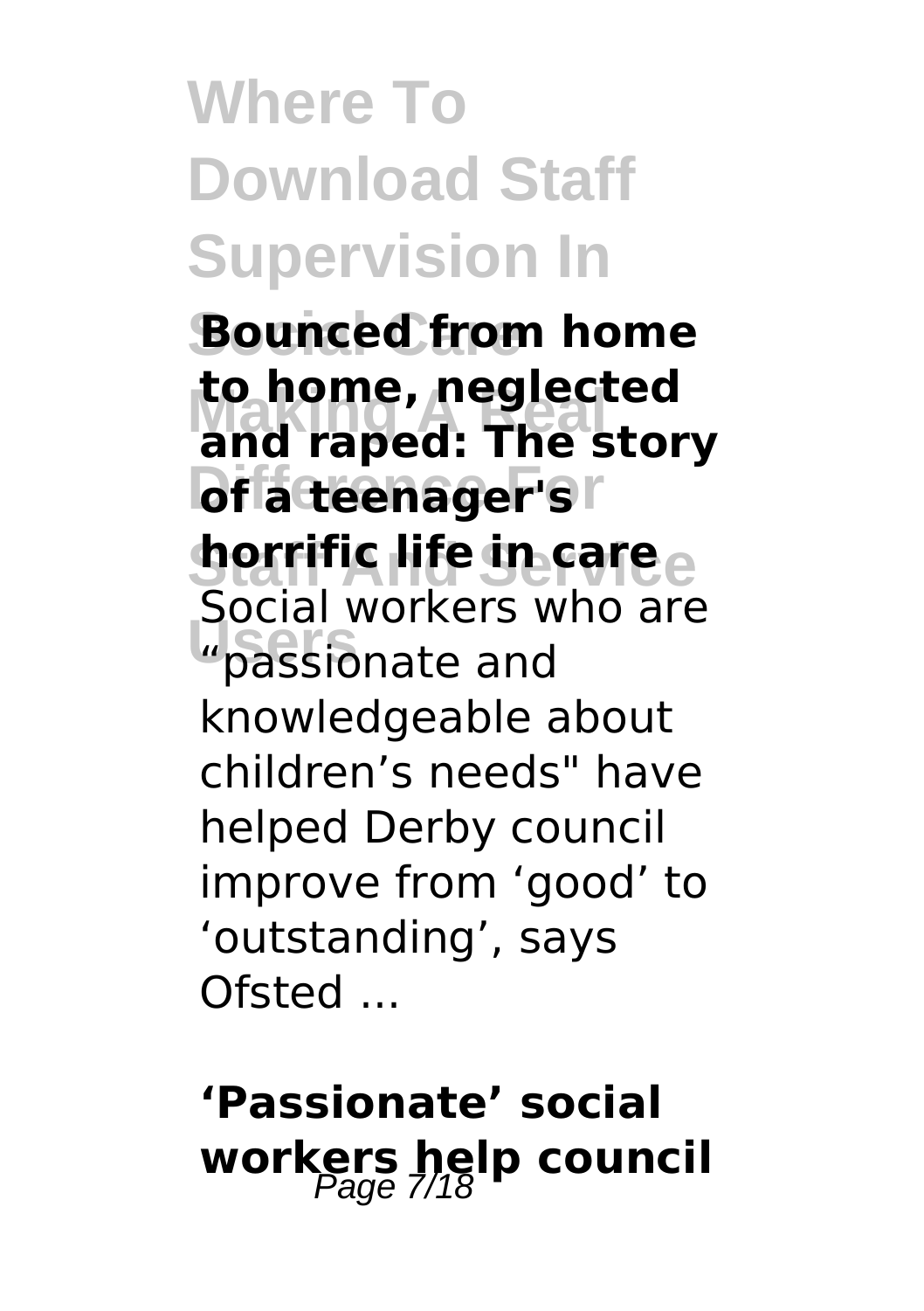**Bounced from home to home, neglected and raped: The story of a teenager's horrific life in care**

Social workers who are "passionate and knowledgeable about children's needs" have helped Derby council improve from 'good' to 'outstanding', says Ofsted ...

## 'Passionate' social workers help council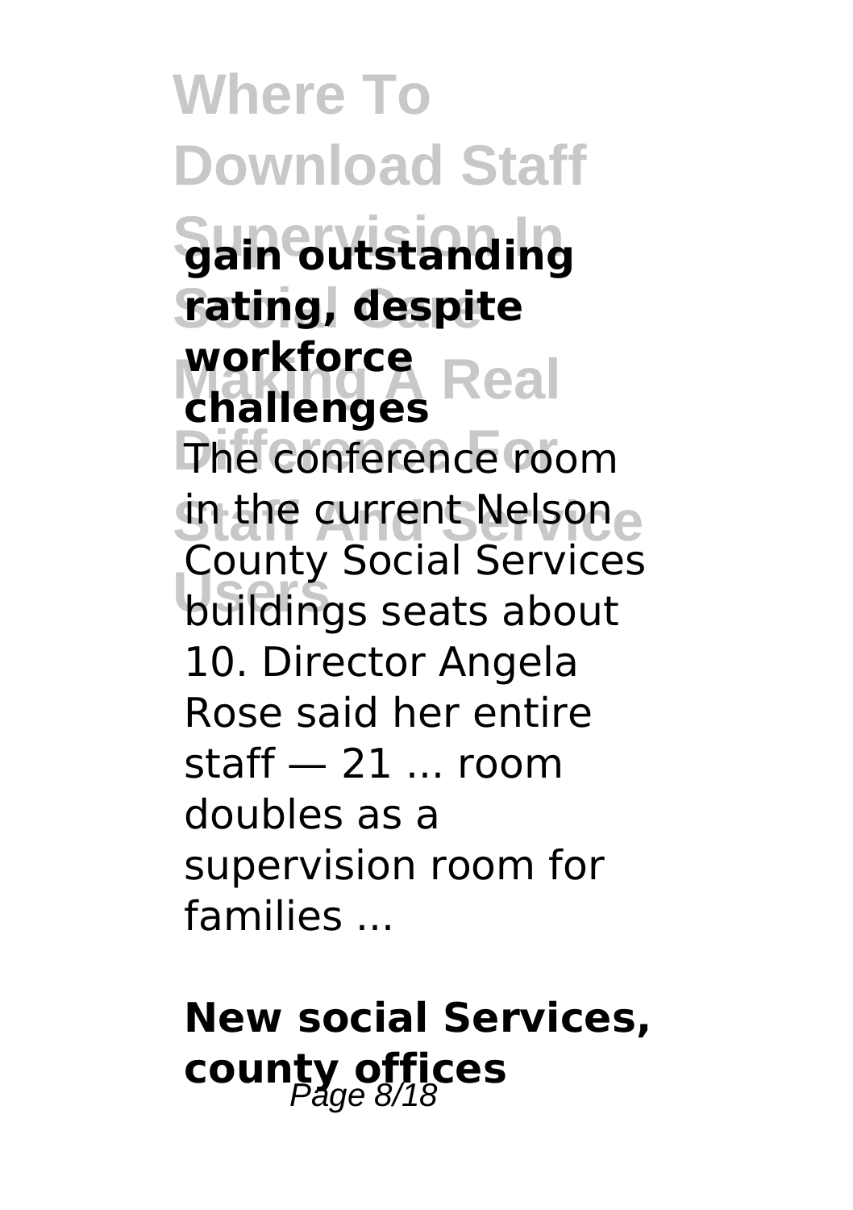**gain outstanding rating, despite workforce challenges**

The conference room in the current Nelson County Social Services buildings seats about 10. Director Angela Rose said her entire staff — 21 ... room doubles as a supervision room for families ...

**New social Services, county offices**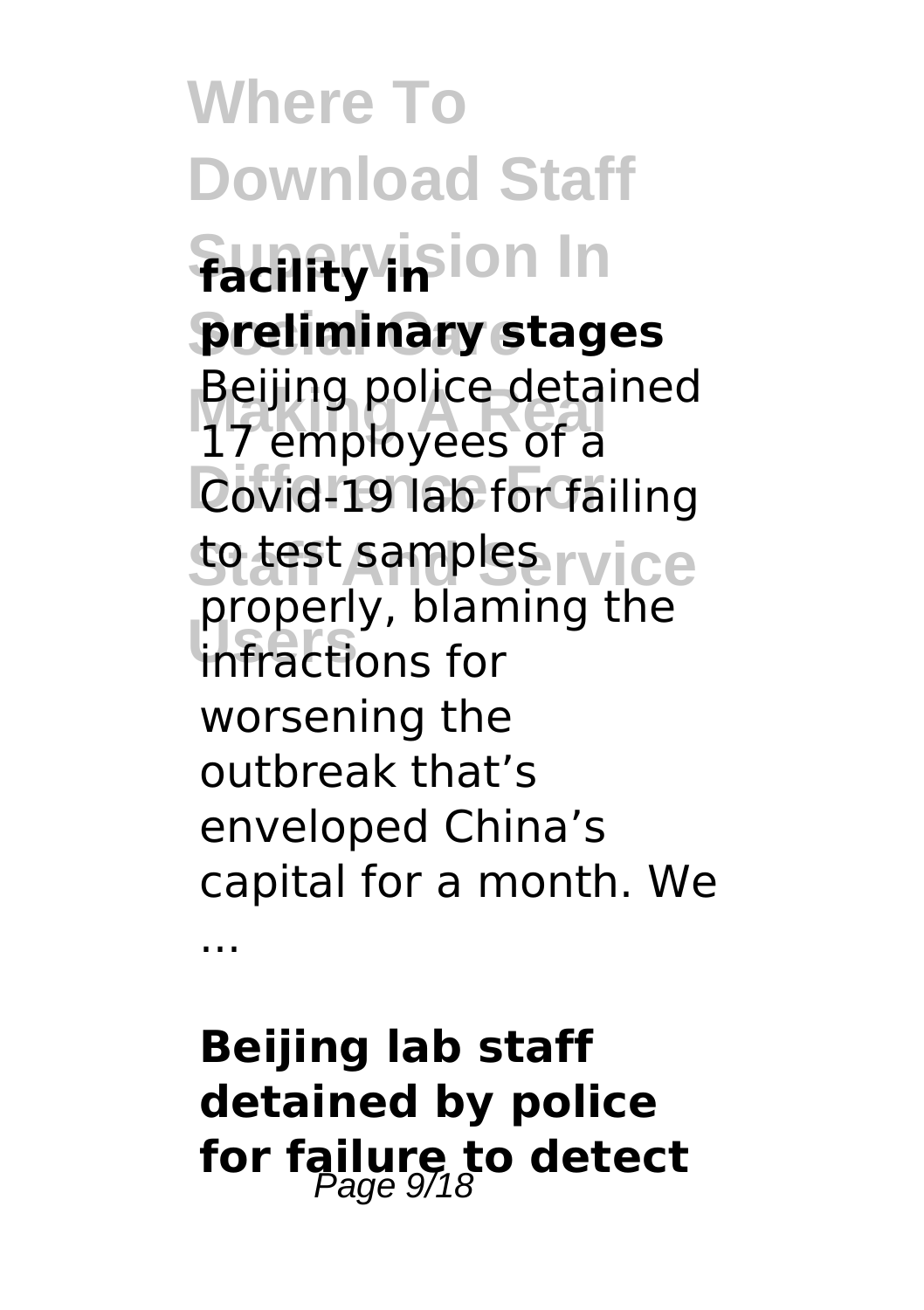**facility in preliminary stages**

Beijing police detained 17 employees of a Covid-19 lab for failing to test samples properly, blaming the infractions for worsening the outbreak that's enveloped China's capital for a month. We ...

**Beijing lab staff detained by police for failure to detect**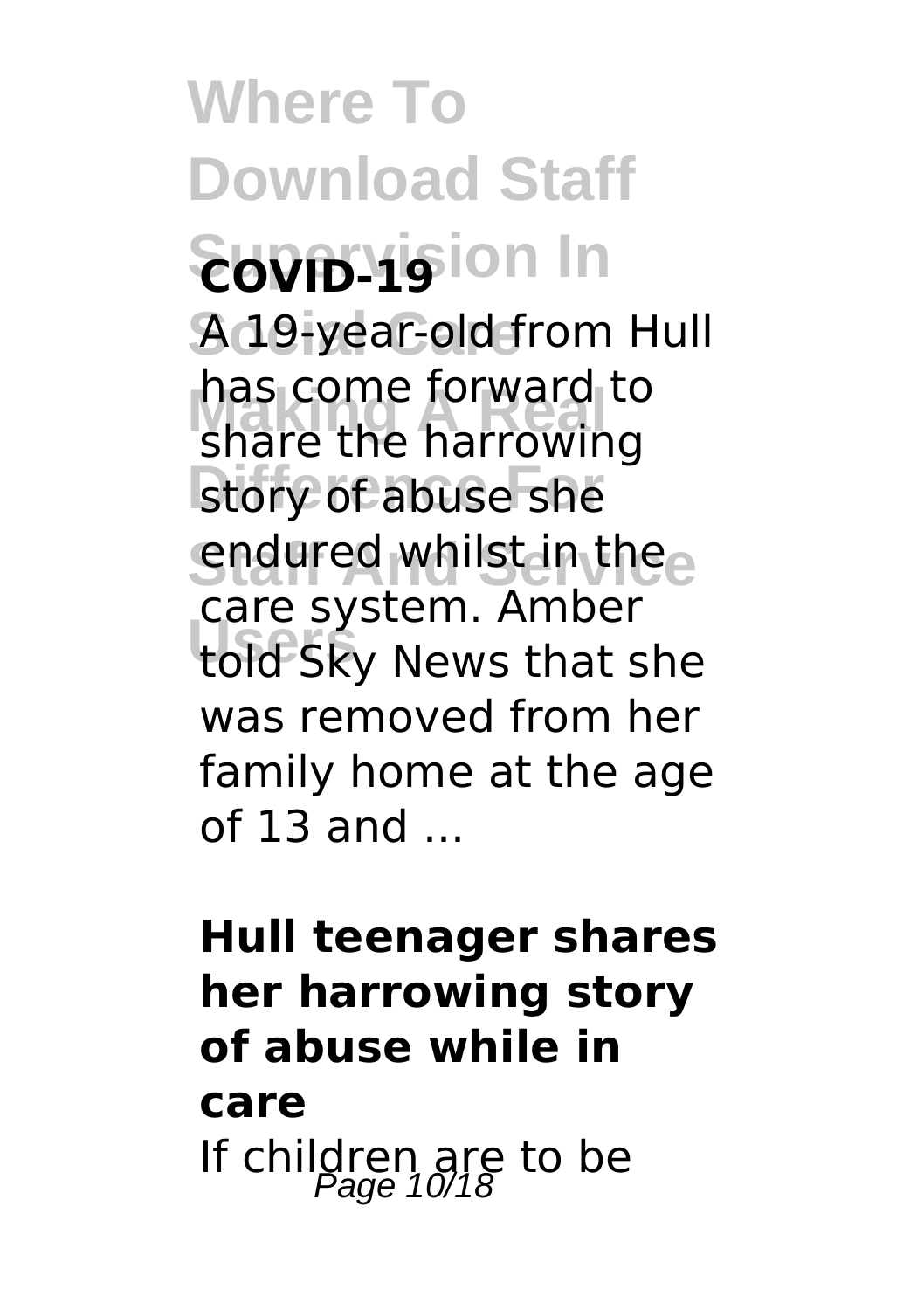**COVID-19**

A 19-year-old from Hull has come forward to share the harrowing story of abuse she endured whilst in the care system. Amber told Sky News that she was removed from her family home at the age of 13 and ...

**Hull teenager shares her harrowing story of abuse while in care**

If children are to be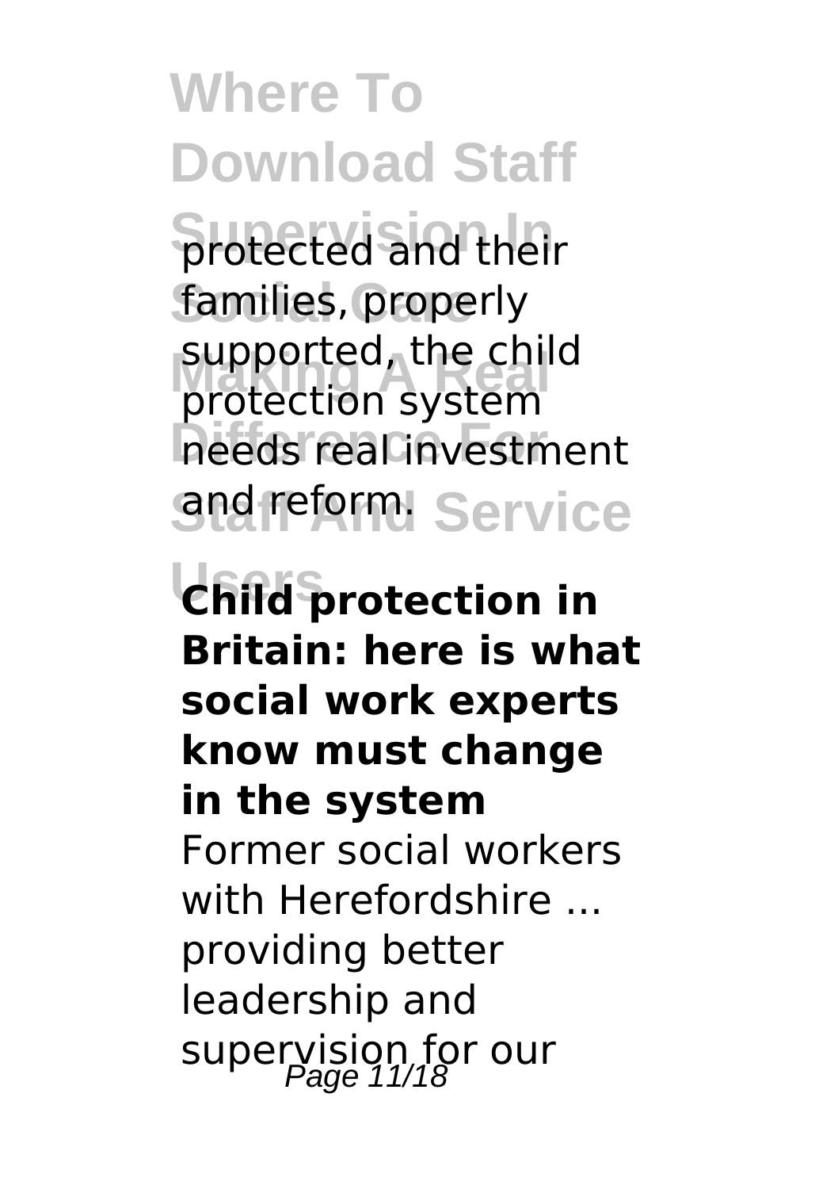protected and their families, properly supported, the child protection system needs real investment and reform.

**Child protection in Britain: here is what social work experts know must change in the system**

Former social workers with Herefordshire ... providing better leadership and supervision for our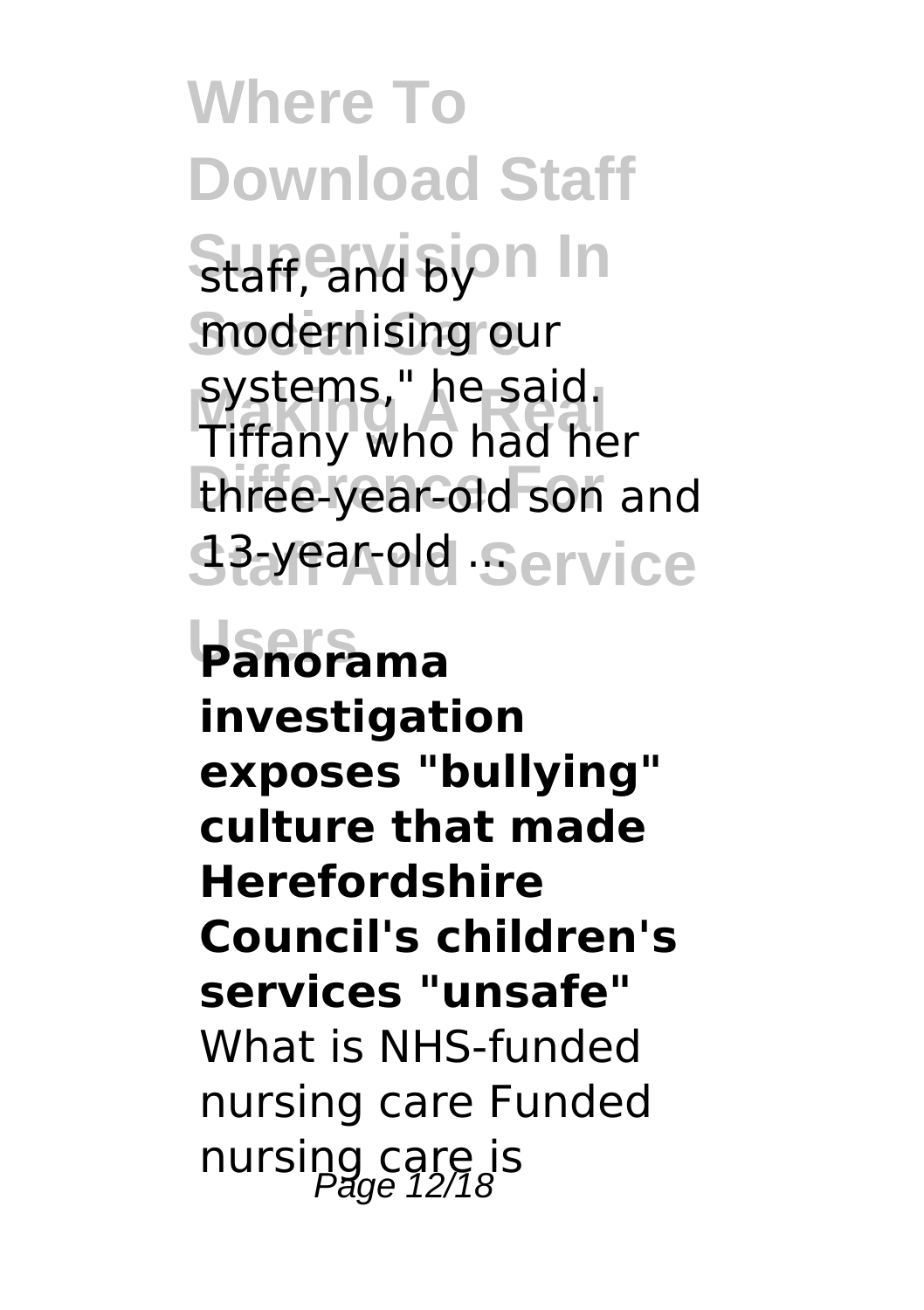staff, and by modernising our systems," he said. Tiffany who had her three-year-old son and 13-year-old ...

**Panorama investigation exposes "bullying" culture that made Herefordshire Council's children's services "unsafe"**

What is NHS-funded nursing care Funded nursing care is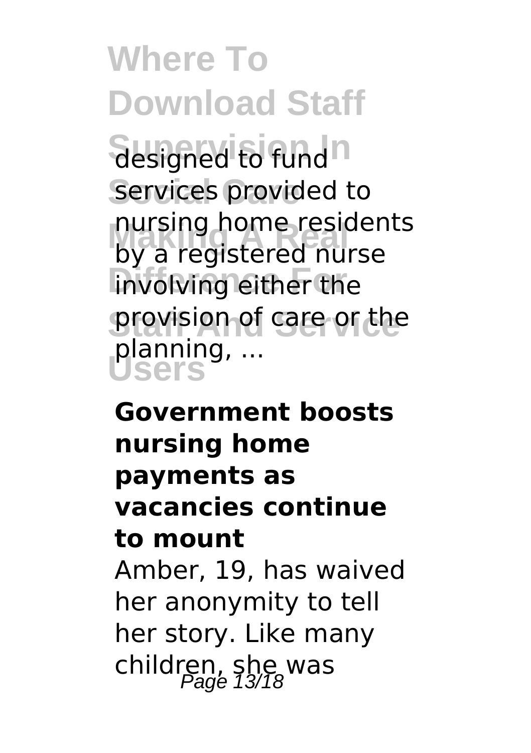designed to fund services provided to nursing home residents by a registered nurse involving either the provision of care or the planning, ...

**Government boosts nursing home payments as vacancies continue to mount**

Amber, 19, has waived her anonymity to tell her story. Like many children, she was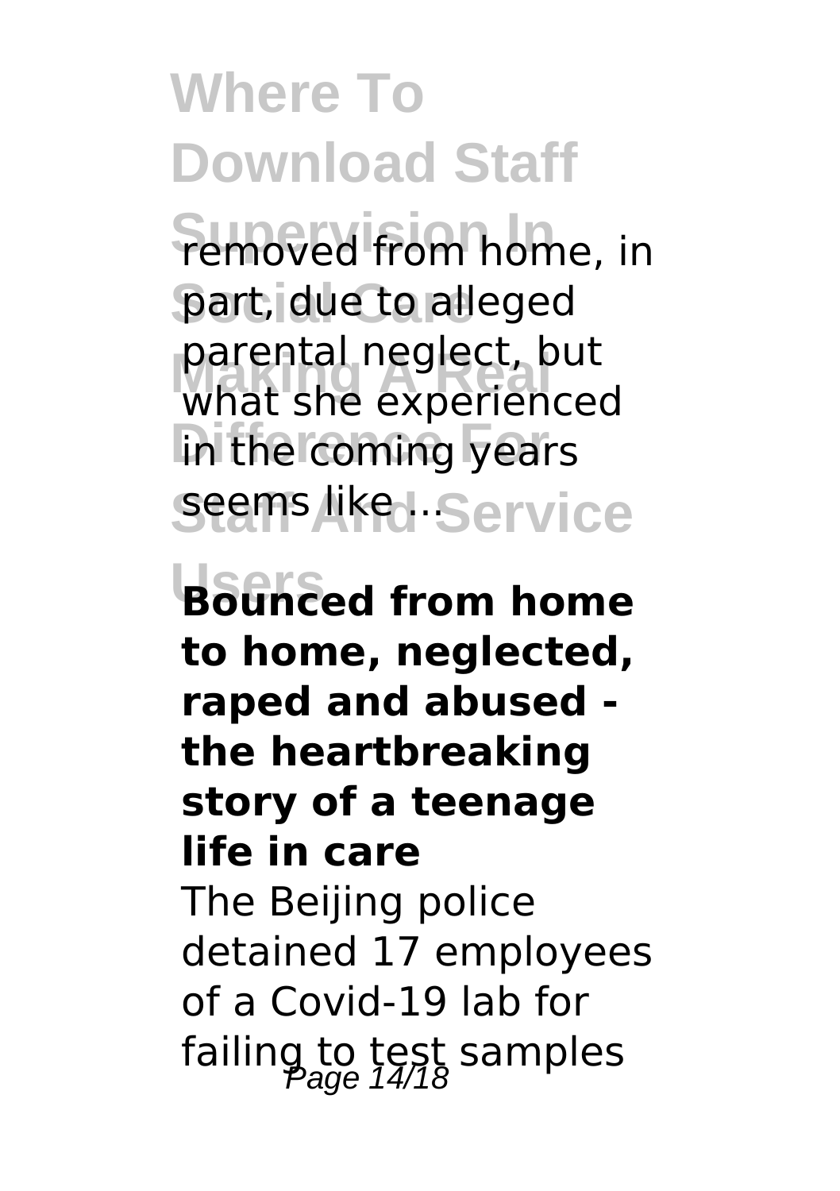removed from home, in part, due to alleged parental neglect, but what she experienced in the coming years seems like ...

**Bounced from home to home, neglected, raped and abused - the heartbreaking story of a teenage life in care**

The Beijing police detained 17 employees of a Covid-19 lab for failing to test samples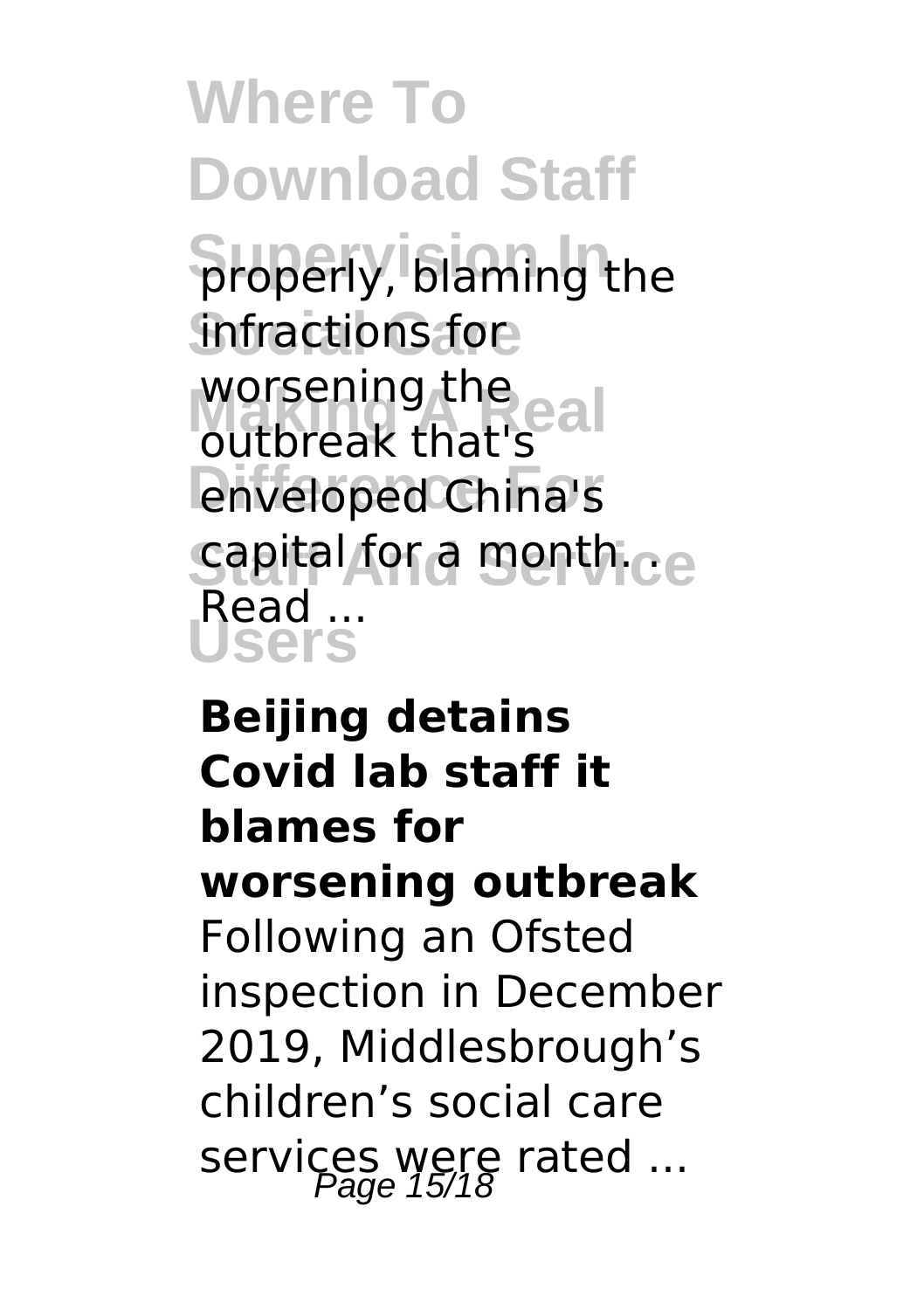properly, blaming the infractions for worsening the outbreak that's enveloped China's capital for a month. ... Read ...

**Beijing detains Covid lab staff it blames for worsening outbreak**

Following an Ofsted inspection in December 2019, Middlesbrough's children's social care services were rated ...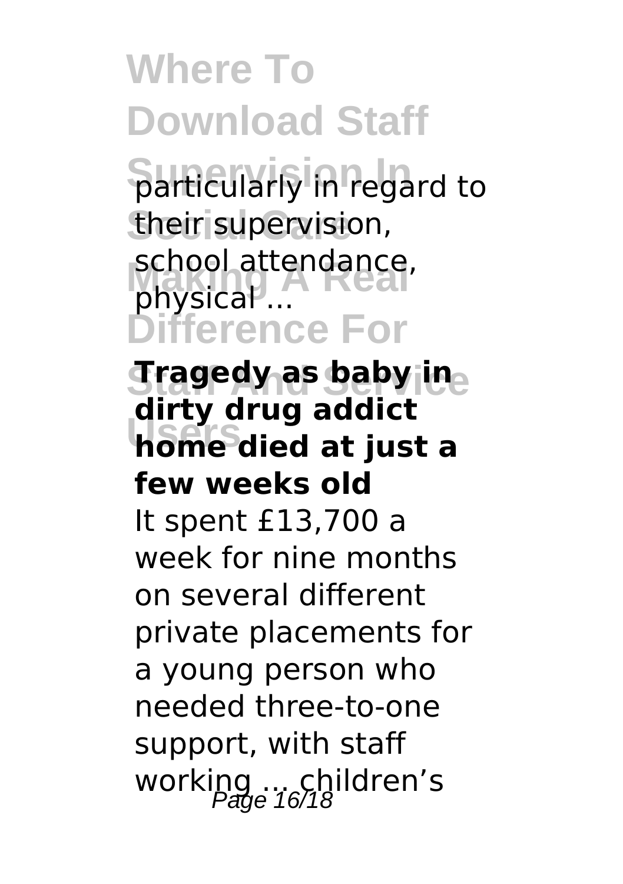particularly in regard to their supervision, school attendance, physical ...

**Tragedy as baby in dirty drug addict home died at just a few weeks old**

It spent £13,700 a week for nine months on several different private placements for a young person who needed three-to-one support, with staff working ... children's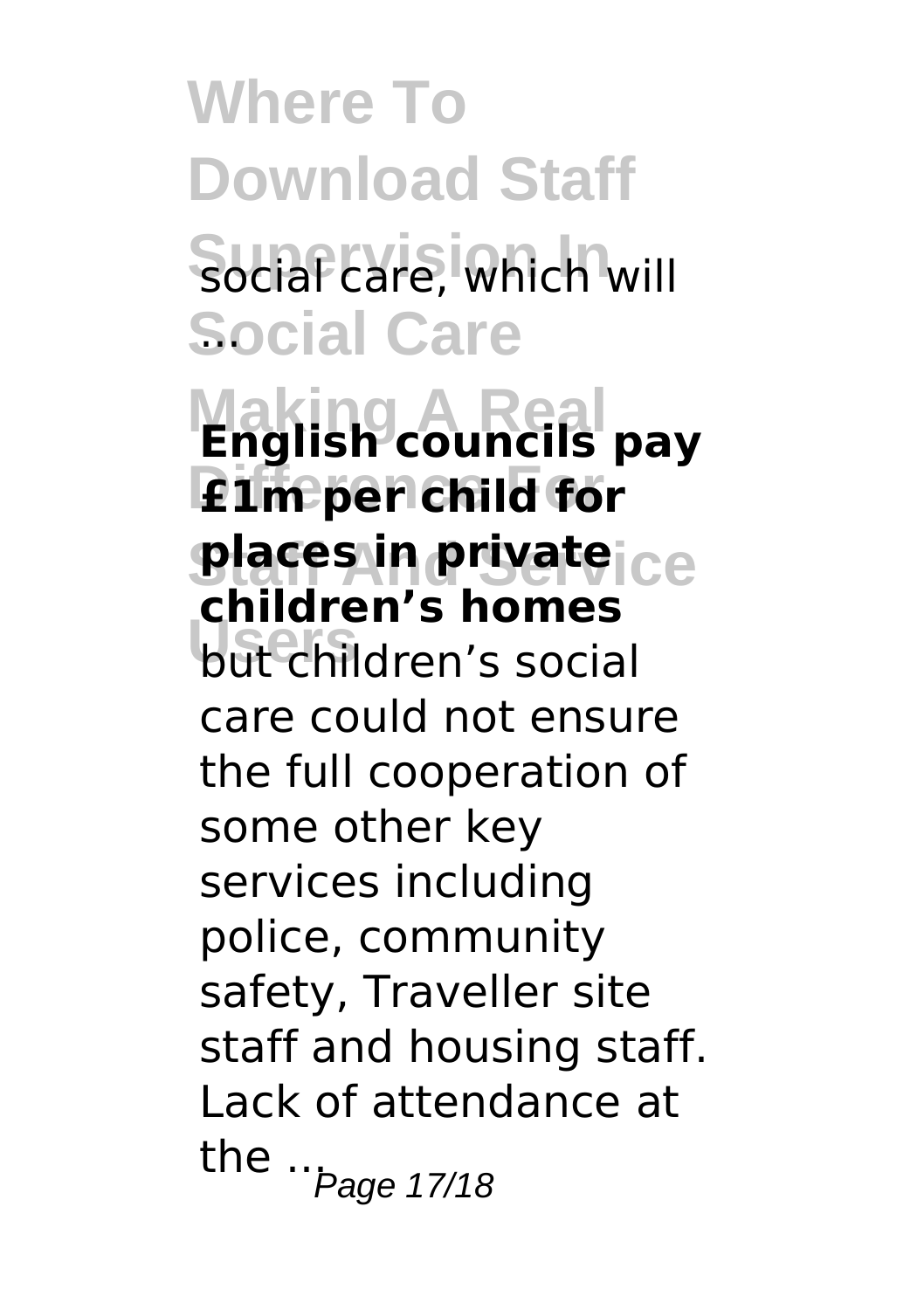social care, which will ...

**English councils pay £1m per child for places in private children's homes**

but children's social care could not ensure the full cooperation of some other key services including police, community safety, Traveller site staff and housing staff. Lack of attendance at the ...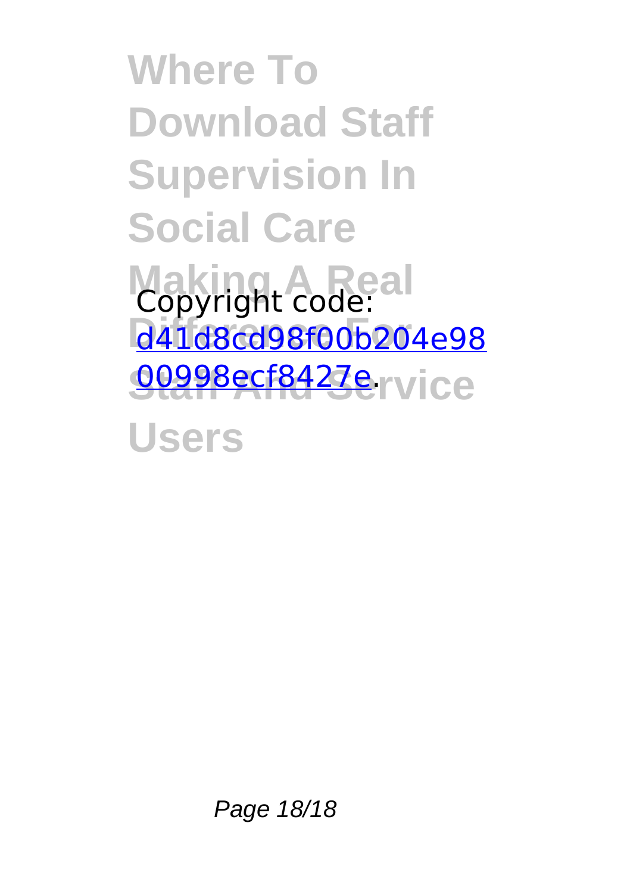Copyright code: d41d8cd98f00b204e9800998ecf8427e.